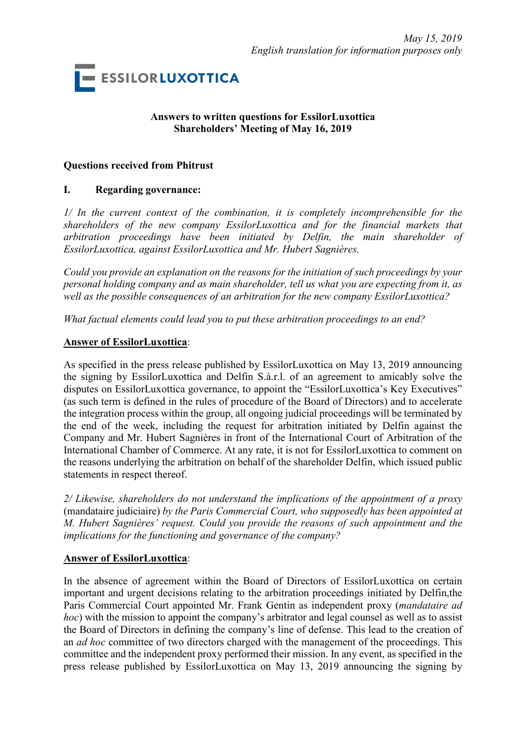*May 15, 2019*
*English translation for information purposes only*

ESSILORLUXOTTICA

**Answers to written questions for EssilorLuxottica**
**Shareholders' Meeting of May 16, 2019**

**Questions received from Phitrust**

## I. Regarding governance:

*1/ In the current context of the combination, it is completely incomprehensible for the shareholders of the new company EssilorLuxottica and for the financial markets that arbitration proceedings have been initiated by Delfin, the main shareholder of EssilorLuxottica, against EssilorLuxottica and Mr. Hubert Sagnières.*

*Could you provide an explanation on the reasons for the initiation of such proceedings by your personal holding company and as main shareholder, tell us what you are expecting from it, as well as the possible consequences of an arbitration for the new company EssilorLuxottica?*

*What factual elements could lead you to put these arbitration proceedings to an end?*

**Answer of EssilorLuxottica**:

As specified in the press release published by EssilorLuxottica on May 13, 2019 announcing the signing by EssilorLuxottica and Delfin S.à.r.l. of an agreement to amicably solve the disputes on EssilorLuxottica governance, to appoint the "EssilorLuxottica's Key Executives" (as such term is defined in the rules of procedure of the Board of Directors) and to accelerate the integration process within the group, all ongoing judicial proceedings will be terminated by the end of the week, including the request for arbitration initiated by Delfin against the Company and Mr. Hubert Sagnières in front of the International Court of Arbitration of the International Chamber of Commerce. At any rate, it is not for EssilorLuxottica to comment on the reasons underlying the arbitration on behalf of the shareholder Delfin, which issued public statements in respect thereof.

*2/ Likewise, shareholders do not understand the implications of the appointment of a proxy* (mandataire judiciaire) *by the Paris Commercial Court, who supposedly has been appointed at M. Hubert Sagnières' request. Could you provide the reasons of such appointment and the implications for the functioning and governance of the company?*

**Answer of EssilorLuxottica**:

In the absence of agreement within the Board of Directors of EssilorLuxottica on certain important and urgent decisions relating to the arbitration proceedings initiated by Delfin,the Paris Commercial Court appointed Mr. Frank Gentin as independent proxy (*mandataire ad hoc*) with the mission to appoint the company's arbitrator and legal counsel as well as to assist the Board of Directors in defining the company's line of defense. This lead to the creation of an *ad hoc* committee of two directors charged with the management of the proceedings. This committee and the independent proxy performed their mission. In any event, as specified in the press release published by EssilorLuxottica on May 13, 2019 announcing the signing by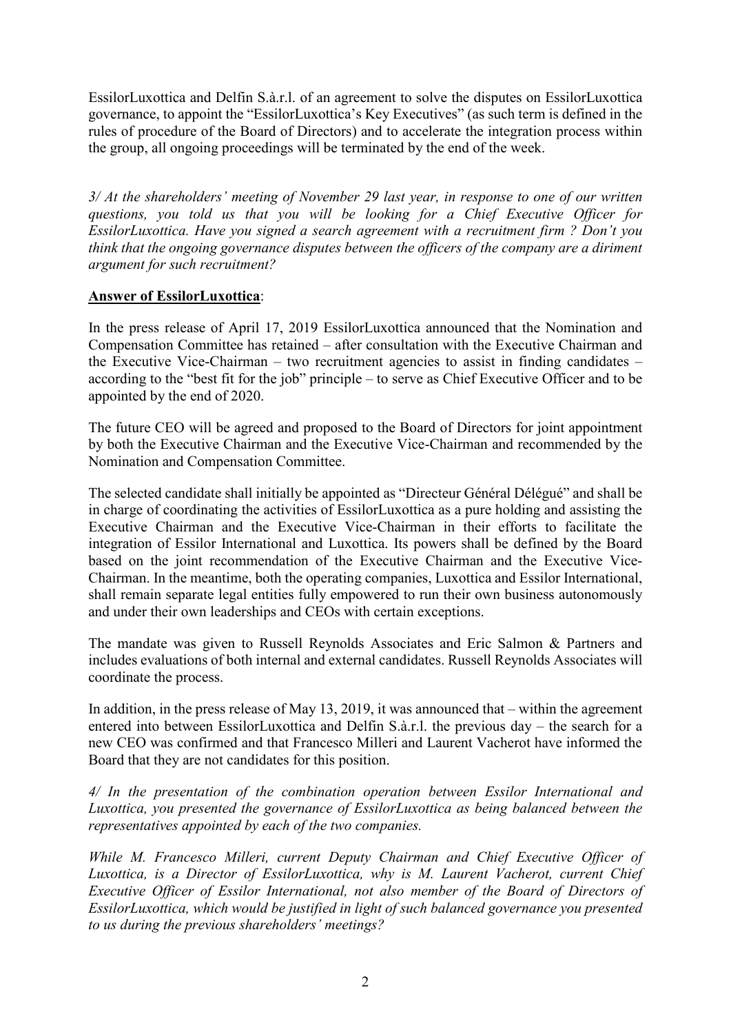EssilorLuxottica and Delfin S.à.r.l. of an agreement to solve the disputes on EssilorLuxottica governance, to appoint the "EssilorLuxottica's Key Executives" (as such term is defined in the rules of procedure of the Board of Directors) and to accelerate the integration process within the group, all ongoing proceedings will be terminated by the end of the week.

*3/ At the shareholders' meeting of November 29 last year, in response to one of our written questions, you told us that you will be looking for a Chief Executive Officer for EssilorLuxottica. Have you signed a search agreement with a recruitment firm ? Don't you think that the ongoing governance disputes between the officers of the company are a diriment argument for such recruitment?*

**Answer of EssilorLuxottica**:

In the press release of April 17, 2019 EssilorLuxottica announced that the Nomination and Compensation Committee has retained – after consultation with the Executive Chairman and the Executive Vice-Chairman – two recruitment agencies to assist in finding candidates – according to the "best fit for the job" principle – to serve as Chief Executive Officer and to be appointed by the end of 2020.

The future CEO will be agreed and proposed to the Board of Directors for joint appointment by both the Executive Chairman and the Executive Vice-Chairman and recommended by the Nomination and Compensation Committee.

The selected candidate shall initially be appointed as "Directeur Général Délégué" and shall be in charge of coordinating the activities of EssilorLuxottica as a pure holding and assisting the Executive Chairman and the Executive Vice-Chairman in their efforts to facilitate the integration of Essilor International and Luxottica. Its powers shall be defined by the Board based on the joint recommendation of the Executive Chairman and the Executive Vice-Chairman. In the meantime, both the operating companies, Luxottica and Essilor International, shall remain separate legal entities fully empowered to run their own business autonomously and under their own leaderships and CEOs with certain exceptions.

The mandate was given to Russell Reynolds Associates and Eric Salmon & Partners and includes evaluations of both internal and external candidates. Russell Reynolds Associates will coordinate the process.

In addition, in the press release of May 13, 2019, it was announced that – within the agreement entered into between EssilorLuxottica and Delfin S.à.r.l. the previous day – the search for a new CEO was confirmed and that Francesco Milleri and Laurent Vacherot have informed the Board that they are not candidates for this position.

*4/ In the presentation of the combination operation between Essilor International and Luxottica, you presented the governance of EssilorLuxottica as being balanced between the representatives appointed by each of the two companies.*

*While M. Francesco Milleri, current Deputy Chairman and Chief Executive Officer of Luxottica, is a Director of EssilorLuxottica, why is M. Laurent Vacherot, current Chief Executive Officer of Essilor International, not also member of the Board of Directors of EssilorLuxottica, which would be justified in light of such balanced governance you presented to us during the previous shareholders' meetings?*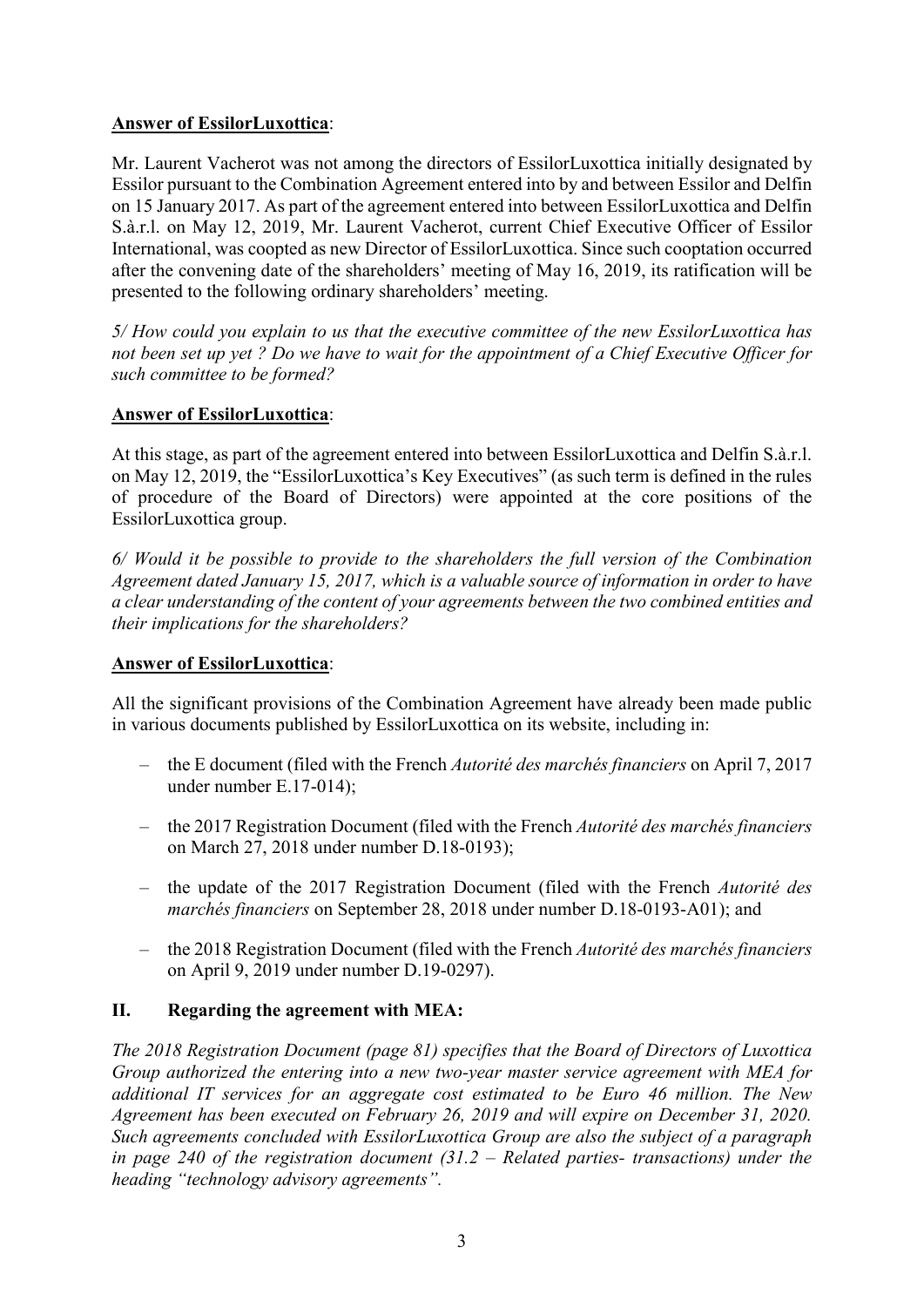**Answer of EssilorLuxottica**:

Mr. Laurent Vacherot was not among the directors of EssilorLuxottica initially designated by Essilor pursuant to the Combination Agreement entered into by and between Essilor and Delfin on 15 January 2017. As part of the agreement entered into between EssilorLuxottica and Delfin S.à.r.l. on May 12, 2019, Mr. Laurent Vacherot, current Chief Executive Officer of Essilor International, was coopted as new Director of EssilorLuxottica. Since such cooptation occurred after the convening date of the shareholders' meeting of May 16, 2019, its ratification will be presented to the following ordinary shareholders' meeting.

*5/ How could you explain to us that the executive committee of the new EssilorLuxottica has not been set up yet ? Do we have to wait for the appointment of a Chief Executive Officer for such committee to be formed?*

**Answer of EssilorLuxottica**:

At this stage, as part of the agreement entered into between EssilorLuxottica and Delfin S.à.r.l. on May 12, 2019, the "EssilorLuxottica's Key Executives" (as such term is defined in the rules of procedure of the Board of Directors) were appointed at the core positions of the EssilorLuxottica group.

*6/ Would it be possible to provide to the shareholders the full version of the Combination Agreement dated January 15, 2017, which is a valuable source of information in order to have a clear understanding of the content of your agreements between the two combined entities and their implications for the shareholders?*

**Answer of EssilorLuxottica**:

All the significant provisions of the Combination Agreement have already been made public in various documents published by EssilorLuxottica on its website, including in:

– the E document (filed with the French *Autorité des marchés financiers* on April 7, 2017 under number E.17-014);

– the 2017 Registration Document (filed with the French *Autorité des marchés financiers* on March 27, 2018 under number D.18-0193);

– the update of the 2017 Registration Document (filed with the French *Autorité des marchés financiers* on September 28, 2018 under number D.18-0193-A01); and

– the 2018 Registration Document (filed with the French *Autorité des marchés financiers* on April 9, 2019 under number D.19-0297).

## II. Regarding the agreement with MEA:

*The 2018 Registration Document (page 81) specifies that the Board of Directors of Luxottica Group authorized the entering into a new two-year master service agreement with MEA for additional IT services for an aggregate cost estimated to be Euro 46 million. The New Agreement has been executed on February 26, 2019 and will expire on December 31, 2020. Such agreements concluded with EssilorLuxottica Group are also the subject of a paragraph in page 240 of the registration document (31.2 – Related parties- transactions) under the heading "technology advisory agreements".*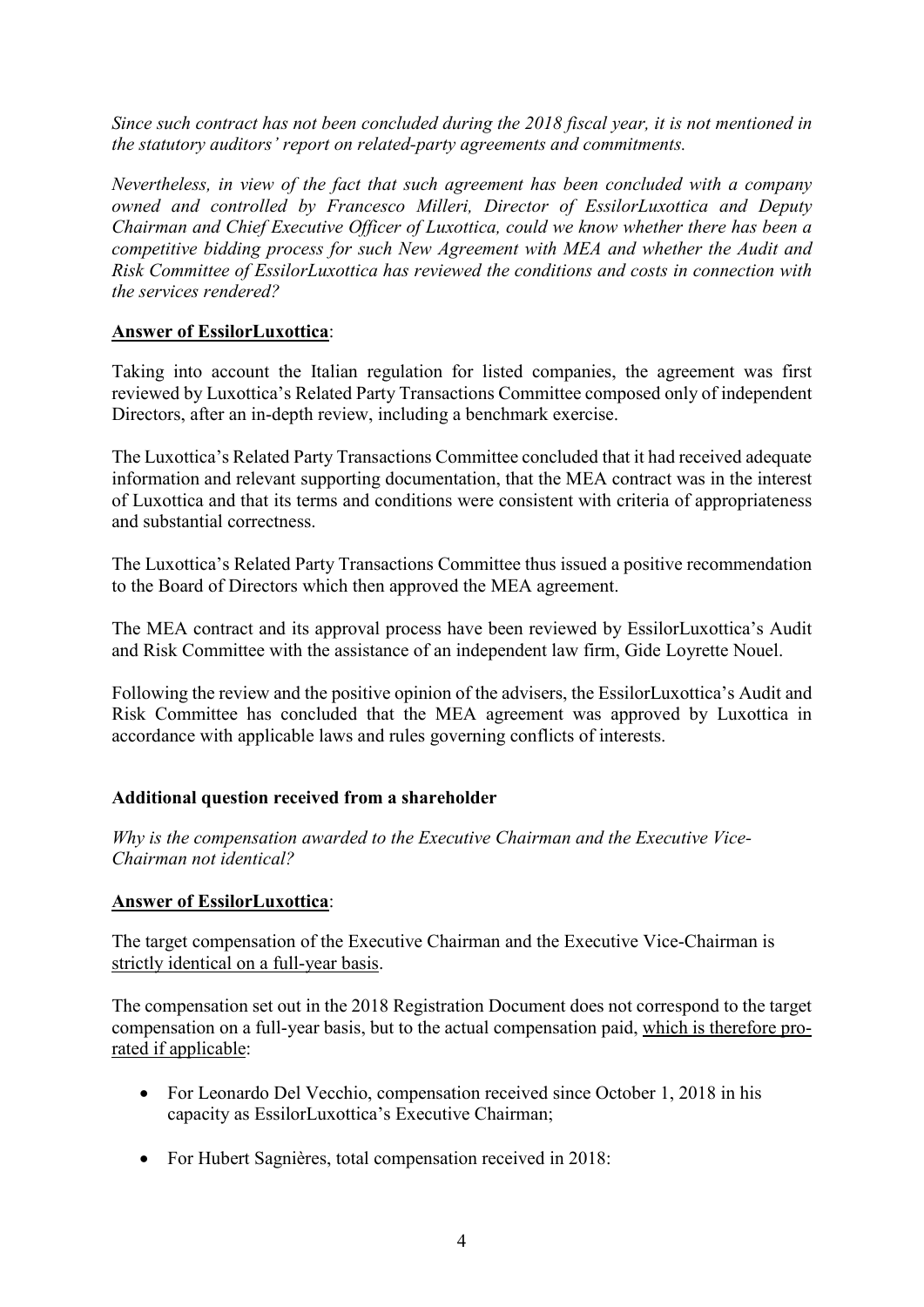*Since such contract has not been concluded during the 2018 fiscal year, it is not mentioned in the statutory auditors' report on related-party agreements and commitments.*

*Nevertheless, in view of the fact that such agreement has been concluded with a company owned and controlled by Francesco Milleri, Director of EssilorLuxottica and Deputy Chairman and Chief Executive Officer of Luxottica, could we know whether there has been a competitive bidding process for such New Agreement with MEA and whether the Audit and Risk Committee of EssilorLuxottica has reviewed the conditions and costs in connection with the services rendered?*

<u>**Answer of EssilorLuxottica**</u>:

Taking into account the Italian regulation for listed companies, the agreement was first reviewed by Luxottica's Related Party Transactions Committee composed only of independent Directors, after an in-depth review, including a benchmark exercise.

The Luxottica's Related Party Transactions Committee concluded that it had received adequate information and relevant supporting documentation, that the MEA contract was in the interest of Luxottica and that its terms and conditions were consistent with criteria of appropriateness and substantial correctness.

The Luxottica's Related Party Transactions Committee thus issued a positive recommendation to the Board of Directors which then approved the MEA agreement.

The MEA contract and its approval process have been reviewed by EssilorLuxottica's Audit and Risk Committee with the assistance of an independent law firm, Gide Loyrette Nouel.

Following the review and the positive opinion of the advisers, the EssilorLuxottica's Audit and Risk Committee has concluded that the MEA agreement was approved by Luxottica in accordance with applicable laws and rules governing conflicts of interests.

**Additional question received from a shareholder**

*Why is the compensation awarded to the Executive Chairman and the Executive Vice-Chairman not identical?*

<u>**Answer of EssilorLuxottica**</u>:

The target compensation of the Executive Chairman and the Executive Vice-Chairman is <u>strictly identical on a full-year basis</u>.

The compensation set out in the 2018 Registration Document does not correspond to the target compensation on a full-year basis, but to the actual compensation paid, <u>which is therefore pro-rated if applicable</u>:

- For Leonardo Del Vecchio, compensation received since October 1, 2018 in his capacity as EssilorLuxottica's Executive Chairman;
- For Hubert Sagnières, total compensation received in 2018: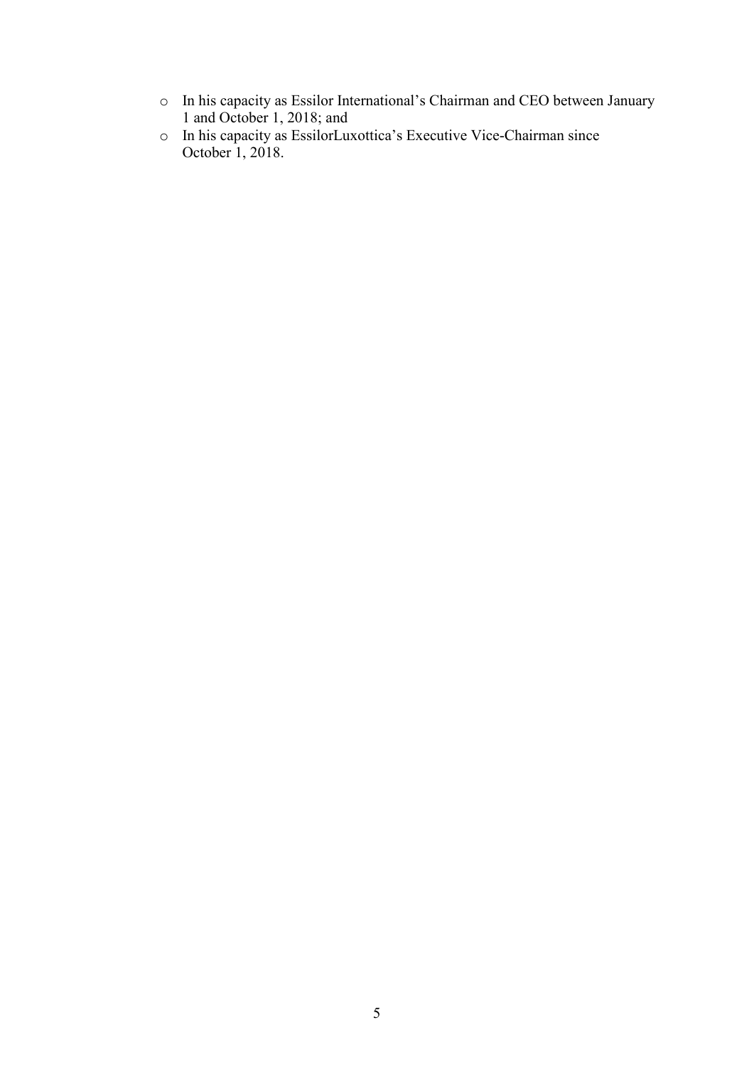- In his capacity as Essilor International's Chairman and CEO between January 1 and October 1, 2018; and
- In his capacity as EssilorLuxottica's Executive Vice-Chairman since October 1, 2018.